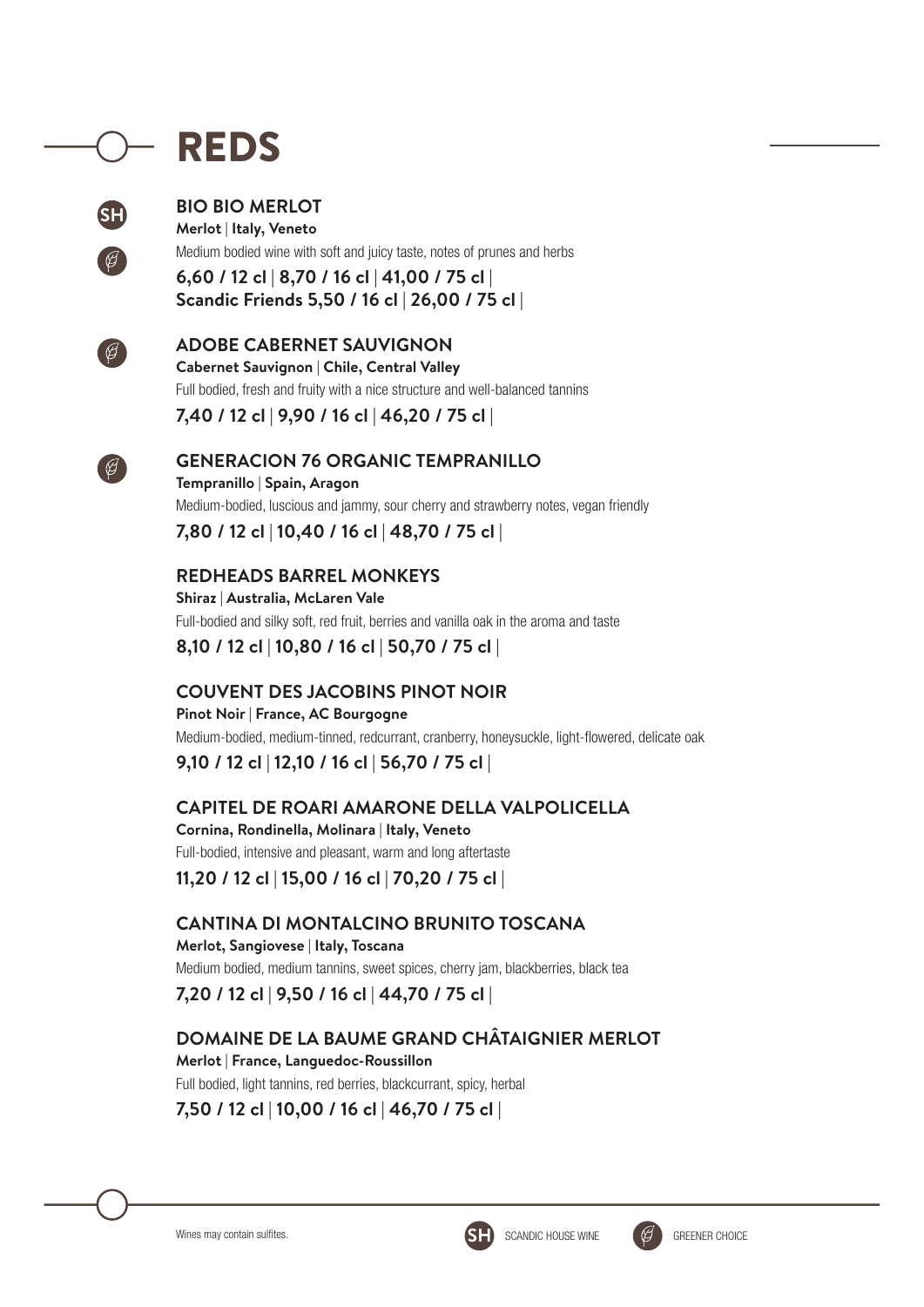# REDS

## BIO BIO MERLOT

SH 

**Merlot** | **Italy, Veneto**

Medium bodied wine with soft and juicy taste, notes of prunes and herbs

**6,60 / 12 cl** | **8,70 / 16 cl** | **41,00 / 75 cl** |
**Scandic Friends 5,50 / 16 cl** | **26,00 / 75 cl** |

## ADOBE CABERNET SAUVIGNON

**Cabernet Sauvignon** | **Chile, Central Valley**

Full bodied, fresh and fruity with a nice structure and well-balanced tannins

**7,40 / 12 cl** | **9,90 / 16 cl** | **46,20 / 75 cl** |

## GENERACION 76 ORGANIC TEMPRANILLO

**Tempranillo** | **Spain, Aragon**

Medium-bodied, luscious and jammy, sour cherry and strawberry notes, vegan friendly

**7,80 / 12 cl** | **10,40 / 16 cl** | **48,70 / 75 cl** |

## REDHEADS BARREL MONKEYS

**Shiraz** | **Australia, McLaren Vale**

Full-bodied and silky soft, red fruit, berries and vanilla oak in the aroma and taste

**8,10 / 12 cl** | **10,80 / 16 cl** | **50,70 / 75 cl** |

## COUVENT DES JACOBINS PINOT NOIR

**Pinot Noir** | **France, AC Bourgogne**

Medium-bodied, medium-tinned, redcurrant, cranberry, honeysuckle, light-flowered, delicate oak

**9,10 / 12 cl** | **12,10 / 16 cl** | **56,70 / 75 cl** |

## CAPITEL DE ROARI AMARONE DELLA VALPOLICELLA

**Cornina, Rondinella, Molinara** | **Italy, Veneto**

Full-bodied, intensive and pleasant, warm and long aftertaste

**11,20 / 12 cl** | **15,00 / 16 cl** | **70,20 / 75 cl** |

## CANTINA DI MONTALCINO BRUNITO TOSCANA

**Merlot, Sangiovese** | **Italy, Toscana**

Medium bodied, medium tannins, sweet spices, cherry jam, blackberries, black tea

**7,20 / 12 cl** | **9,50 / 16 cl** | **44,70 / 75 cl** |

## DOMAINE DE LA BAUME GRAND CHÂTAIGNIER MERLOT

**Merlot** | **France, Languedoc-Roussillon**

Full bodied, light tannins, red berries, blackcurrant, spicy, herbal

**7,50 / 12 cl** | **10,00 / 16 cl** | **46,70 / 75 cl** |

Wines may contain sulfites.

SH SCANDIC HOUSE WINE

GREENER CHOICE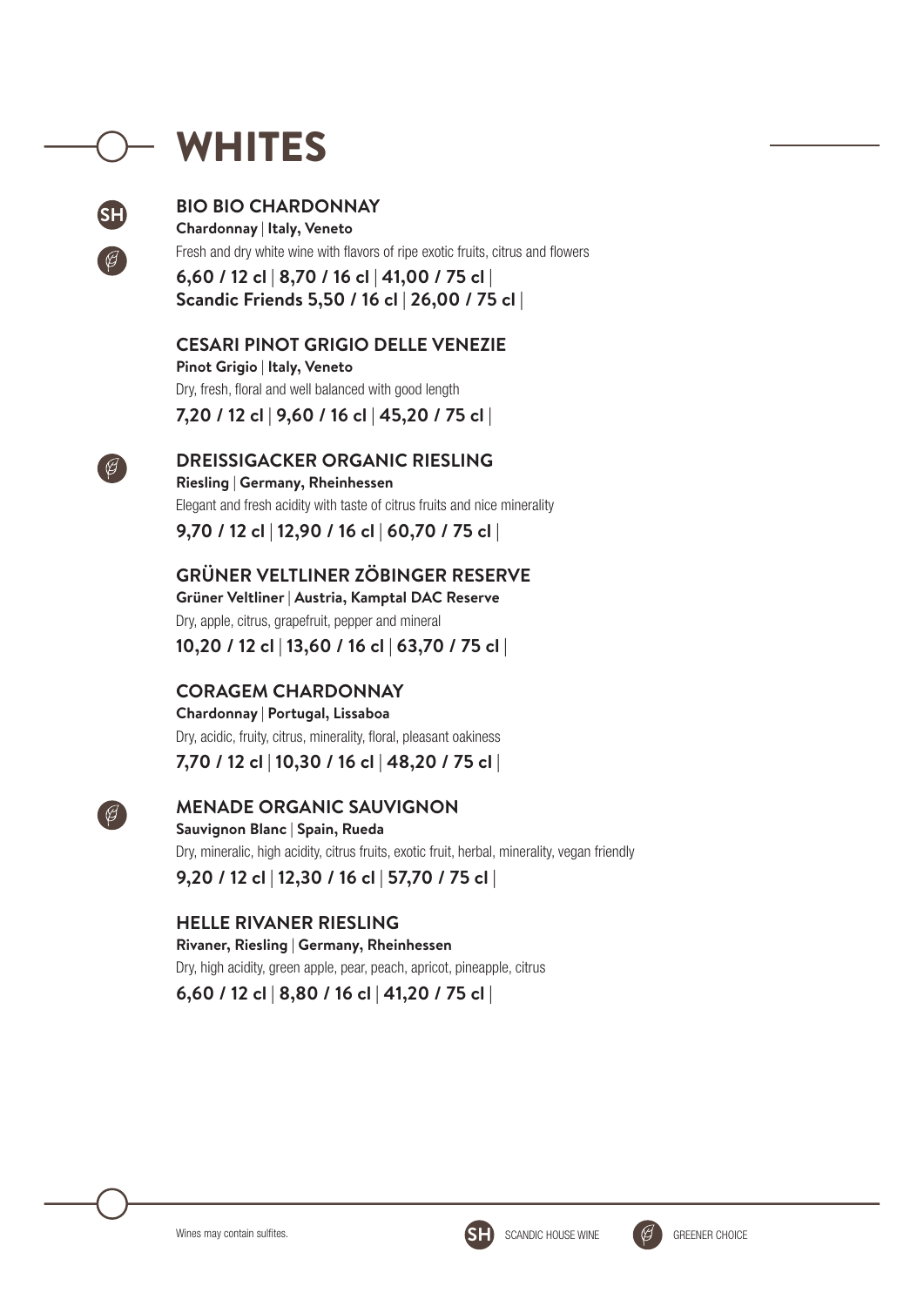# WHITES

## BIO BIO CHARDONNAY

SH · Greener choice

**Chardonnay | Italy, Veneto**

Fresh and dry white wine with flavors of ripe exotic fruits, citrus and flowers

**6,60 / 12 cl | 8,70 / 16 cl | 41,00 / 75 cl |**
**Scandic Friends 5,50 / 16 cl | 26,00 / 75 cl |**

## CESARI PINOT GRIGIO DELLE VENEZIE

**Pinot Grigio | Italy, Veneto**

Dry, fresh, floral and well balanced with good length

**7,20 / 12 cl | 9,60 / 16 cl | 45,20 / 75 cl |**

## DREISSIGACKER ORGANIC RIESLING

Greener choice

**Riesling | Germany, Rheinhessen**

Elegant and fresh acidity with taste of citrus fruits and nice minerality

**9,70 / 12 cl | 12,90 / 16 cl | 60,70 / 75 cl |**

## GRÜNER VELTLINER ZÖBINGER RESERVE

**Grüner Veltliner | Austria, Kamptal DAC Reserve**

Dry, apple, citrus, grapefruit, pepper and mineral

**10,20 / 12 cl | 13,60 / 16 cl | 63,70 / 75 cl |**

## CORAGEM CHARDONNAY

**Chardonnay | Portugal, Lissaboa**

Dry, acidic, fruity, citrus, minerality, floral, pleasant oakiness

**7,70 / 12 cl | 10,30 / 16 cl | 48,20 / 75 cl |**

## MENADE ORGANIC SAUVIGNON

Greener choice

**Sauvignon Blanc | Spain, Rueda**

Dry, mineralic, high acidity, citrus fruits, exotic fruit, herbal, minerality, vegan friendly

**9,20 / 12 cl | 12,30 / 16 cl | 57,70 / 75 cl |**

## HELLE RIVANER RIESLING

**Rivaner, Riesling | Germany, Rheinhessen**

Dry, high acidity, green apple, pear, peach, apricot, pineapple, citrus

**6,60 / 12 cl | 8,80 / 16 cl | 41,20 / 75 cl |**

Wines may contain sulfites.

SH SCANDIC HOUSE WINE · GREENER CHOICE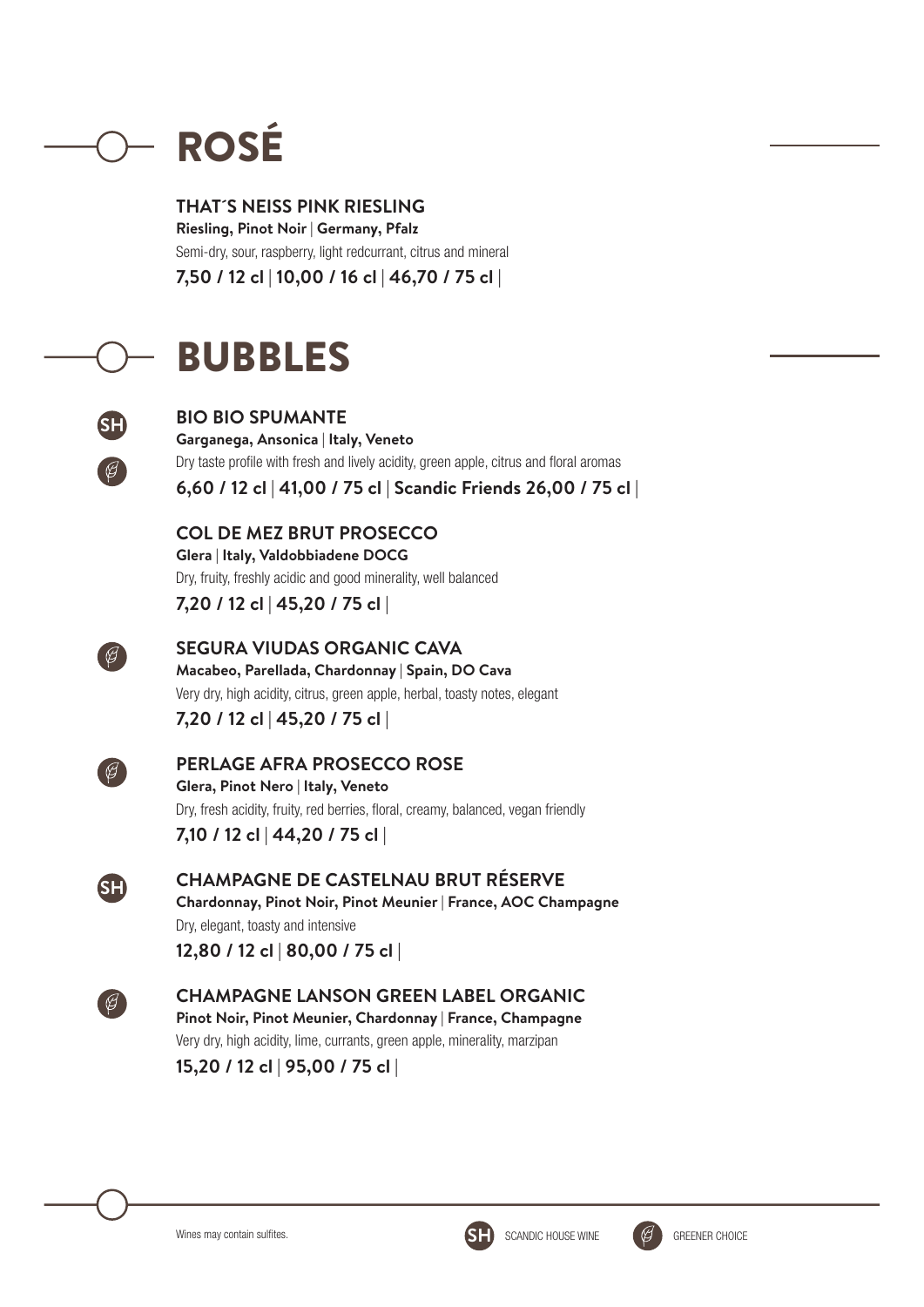# ROSÉ

### THAT´S NEISS PINK RIESLING

**Riesling, Pinot Noir** | **Germany, Pfalz**

Semi-dry, sour, raspberry, light redcurrant, citrus and mineral

**7,50 / 12 cl** | **10,00 / 16 cl** | **46,70 / 75 cl** |

# BUBBLES

SH 

### BIO BIO SPUMANTE

**Garganega, Ansonica** | **Italy, Veneto**

Dry taste profile with fresh and lively acidity, green apple, citrus and floral aromas

**6,60 / 12 cl** | **41,00 / 75 cl** | **Scandic Friends 26,00 / 75 cl** |

### COL DE MEZ BRUT PROSECCO

**Glera** | **Italy, Valdobbiadene DOCG**

Dry, fruity, freshly acidic and good minerality, well balanced

**7,20 / 12 cl** | **45,20 / 75 cl** |

### SEGURA VIUDAS ORGANIC CAVA

**Macabeo, Parellada, Chardonnay** | **Spain, DO Cava**

Very dry, high acidity, citrus, green apple, herbal, toasty notes, elegant

**7,20 / 12 cl** | **45,20 / 75 cl** |

### PERLAGE AFRA PROSECCO ROSE

**Glera, Pinot Nero** | **Italy, Veneto**

Dry, fresh acidity, fruity, red berries, floral, creamy, balanced, vegan friendly

**7,10 / 12 cl** | **44,20 / 75 cl** |

SH

### CHAMPAGNE DE CASTELNAU BRUT RÉSERVE

**Chardonnay, Pinot Noir, Pinot Meunier** | **France, AOC Champagne**

Dry, elegant, toasty and intensive

**12,80 / 12 cl** | **80,00 / 75 cl** |

### CHAMPAGNE LANSON GREEN LABEL ORGANIC

**Pinot Noir, Pinot Meunier, Chardonnay** | **France, Champagne**

Very dry, high acidity, lime, currants, green apple, minerality, marzipan

**15,20 / 12 cl** | **95,00 / 75 cl** |

Wines may contain sulfites.

SH SCANDIC HOUSE WINE

GREENER CHOICE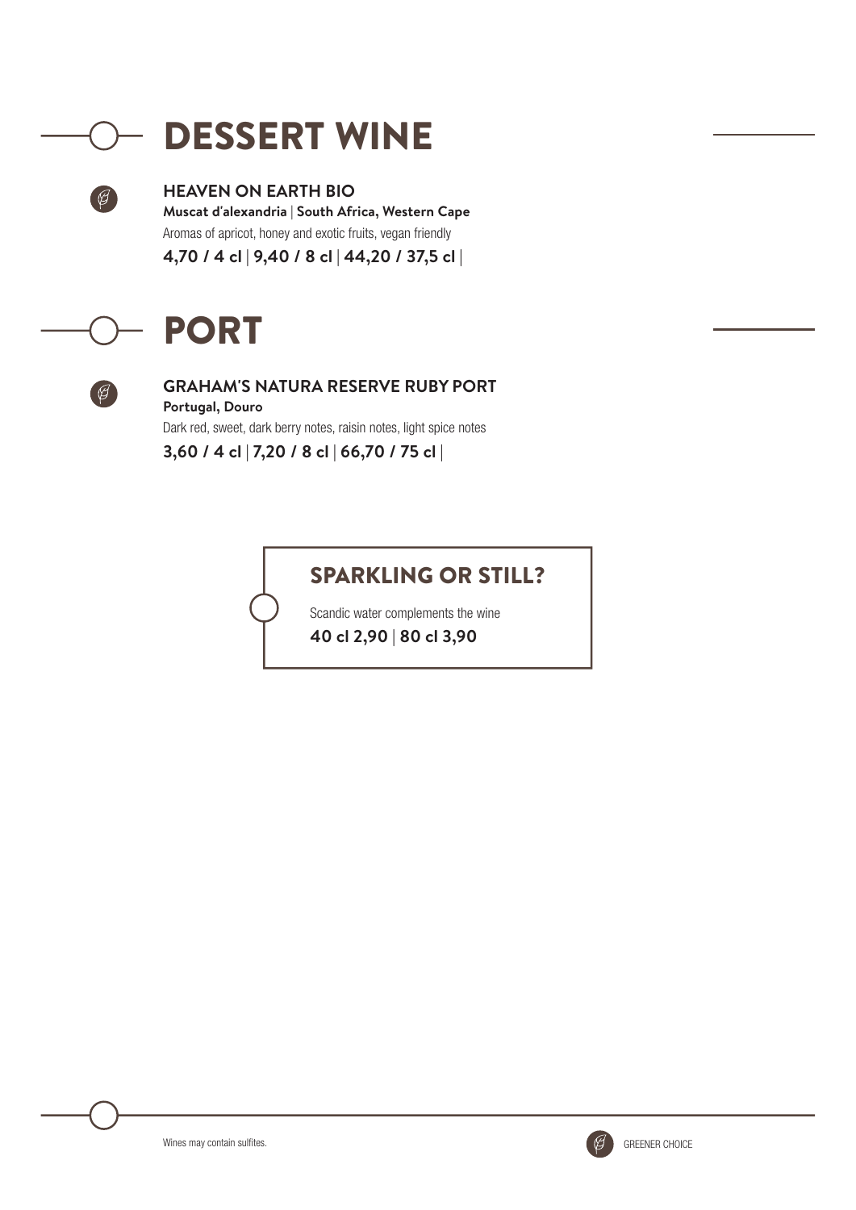# DESSERT WINE

**HEAVEN ON EARTH BIO**
**Muscat d'alexandria** | **South Africa, Western Cape**
Aromas of apricot, honey and exotic fruits, vegan friendly
**4,70 / 4 cl** | **9,40 / 8 cl** | **44,20 / 37,5 cl** |

# PORT

**GRAHAM'S NATURA RESERVE RUBY PORT**
**Portugal, Douro**
Dark red, sweet, dark berry notes, raisin notes, light spice notes
**3,60 / 4 cl** | **7,20 / 8 cl** | **66,70 / 75 cl** |

## SPARKLING OR STILL?

Scandic water complements the wine
**40 cl 2,90** | **80 cl 3,90**

Wines may contain sulfites.

GREENER CHOICE